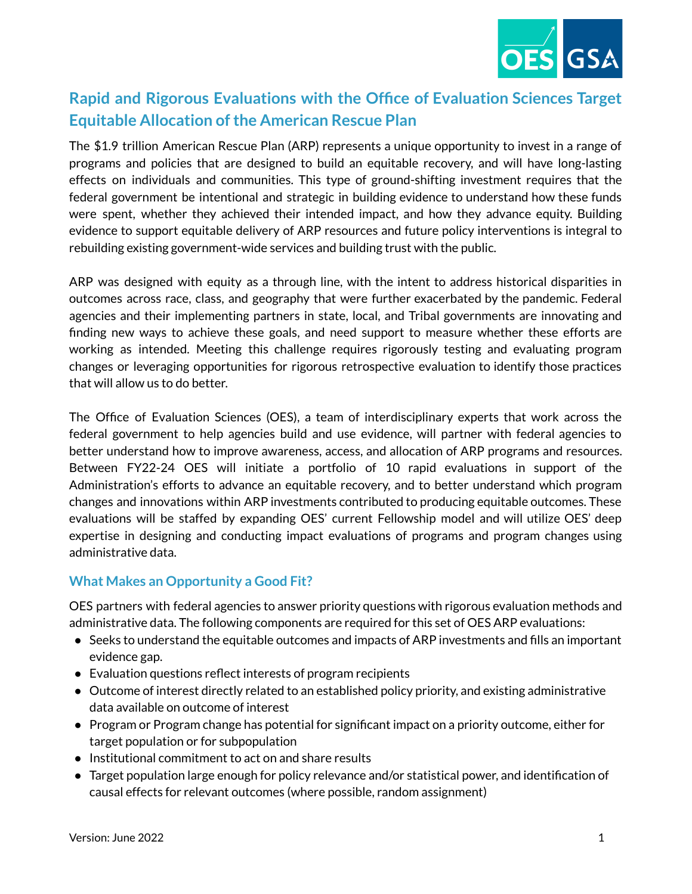# Rapid and Rigorous Evaluations with the Office of Evaluation Sciences Target Equitable Allocation of the American Rescue Plan

The $1.9 trillion American Rescue Plan (ARP) represents a unique opportunity to invest in a range of programs and policies that are designed to build an equitable recovery, and will have long-lasting effects on individuals and communities. This type of ground-shifting investment requires that the federal government be intentional and strategic in building evidence to understand how these funds were spent, whether they achieved their intended impact, and how they advance equity. Building evidence to support equitable delivery of ARP resources and future policy interventions is integral to rebuilding existing government-wide services and building trust with the public.

ARP was designed with equity as a through line, with the intent to address historical disparities in outcomes across race, class, and geography that were further exacerbated by the pandemic. Federal agencies and their implementing partners in state, local, and Tribal governments are innovating and finding new ways to achieve these goals, and need support to measure whether these efforts are working as intended. Meeting this challenge requires rigorously testing and evaluating program changes or leveraging opportunities for rigorous retrospective evaluation to identify those practices that will allow us to do better.

The Office of Evaluation Sciences (OES), a team of interdisciplinary experts that work across the federal government to help agencies build and use evidence, will partner with federal agencies to better understand how to improve awareness, access, and allocation of ARP programs and resources. Between FY22-24 OES will initiate a portfolio of 10 rapid evaluations in support of the Administration's efforts to advance an equitable recovery, and to better understand which program changes and innovations within ARP investments contributed to producing equitable outcomes. These evaluations will be staffed by expanding OES' current Fellowship model and will utilize OES' deep expertise in designing and conducting impact evaluations of programs and program changes using administrative data.

## What Makes an Opportunity a Good Fit?

OES partners with federal agencies to answer priority questions with rigorous evaluation methods and administrative data. The following components are required for this set of OES ARP evaluations:

- Seeks to understand the equitable outcomes and impacts of ARP investments and fills an important evidence gap.
- Evaluation questions reflect interests of program recipients
- Outcome of interest directly related to an established policy priority, and existing administrative data available on outcome of interest
- Program or Program change has potential for significant impact on a priority outcome, either for target population or for subpopulation
- Institutional commitment to act on and share results
- Target population large enough for policy relevance and/or statistical power, and identification of causal effects for relevant outcomes (where possible, random assignment)

Version: June 2022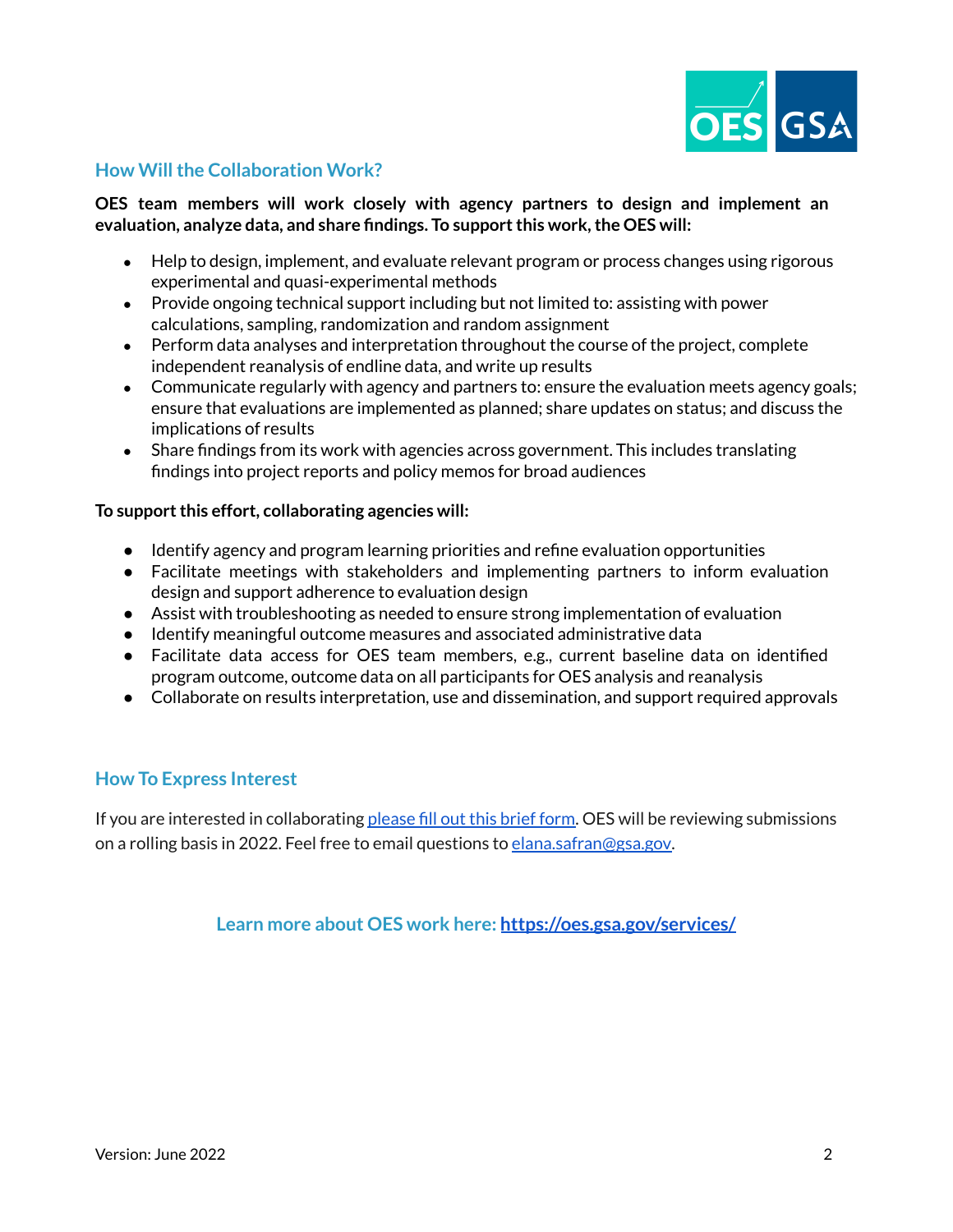## How Will the Collaboration Work?

**OES team members will work closely with agency partners to design and implement an evaluation, analyze data, and share findings. To support this work, the OES will:**

- Help to design, implement, and evaluate relevant program or process changes using rigorous experimental and quasi-experimental methods
- Provide ongoing technical support including but not limited to: assisting with power calculations, sampling, randomization and random assignment
- Perform data analyses and interpretation throughout the course of the project, complete independent reanalysis of endline data, and write up results
- Communicate regularly with agency and partners to: ensure the evaluation meets agency goals; ensure that evaluations are implemented as planned; share updates on status; and discuss the implications of results
- Share findings from its work with agencies across government. This includes translating findings into project reports and policy memos for broad audiences

**To support this effort, collaborating agencies will:**

- Identify agency and program learning priorities and refine evaluation opportunities
- Facilitate meetings with stakeholders and implementing partners to inform evaluation design and support adherence to evaluation design
- Assist with troubleshooting as needed to ensure strong implementation of evaluation
- Identify meaningful outcome measures and associated administrative data
- Facilitate data access for OES team members, e.g., current baseline data on identified program outcome, outcome data on all participants for OES analysis and reanalysis
- Collaborate on results interpretation, use and dissemination, and support required approvals

## How To Express Interest

If you are interested in collaborating please fill out this brief form. OES will be reviewing submissions on a rolling basis in 2022. Feel free to email questions to elana.safran@gsa.gov.

**Learn more about OES work here: https://oes.gsa.gov/services/**

Version: June 2022